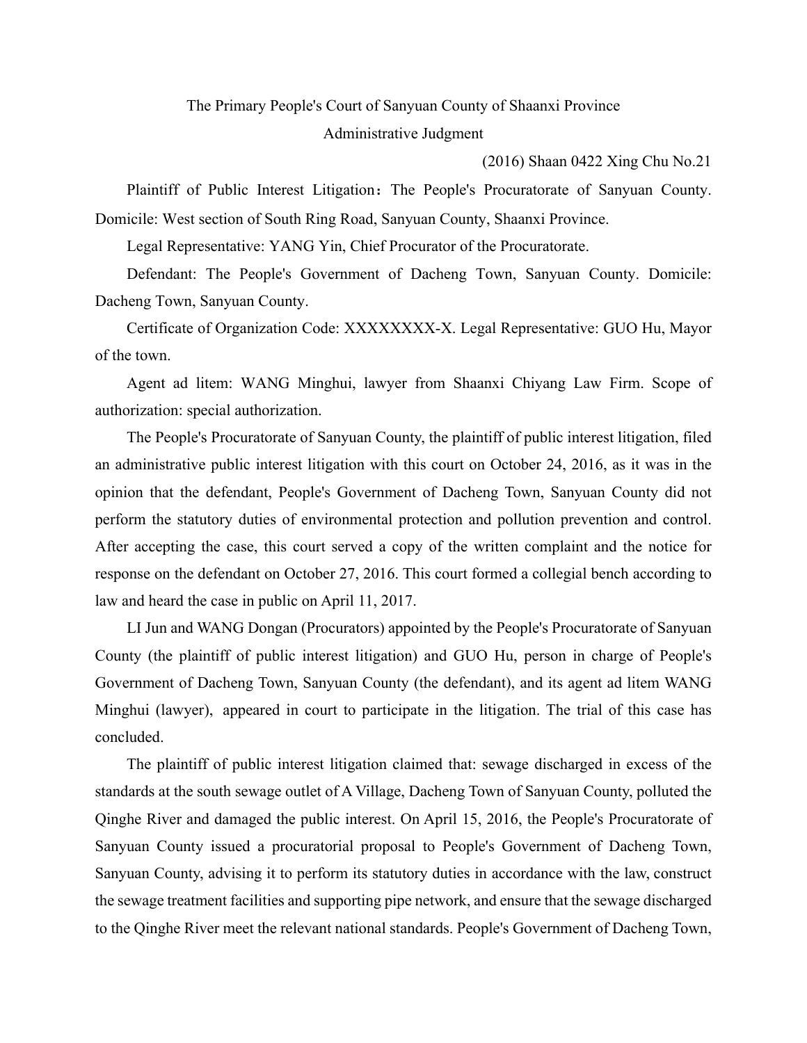# The Primary People's Court of Sanyuan County of Shaanxi Province

## Administrative Judgment

(2016) Shaan 0422 Xing Chu No.21

Plaintiff of Public Interest Litigation：The People's Procuratorate of Sanyuan County. Domicile: West section of South Ring Road, Sanyuan County, Shaanxi Province.

Legal Representative: YANG Yin, Chief Procurator of the Procuratorate.

Defendant: The People's Government of Dacheng Town, Sanyuan County. Domicile: Dacheng Town, Sanyuan County.

Certificate of Organization Code: XXXXXXXX-X. Legal Representative: GUO Hu, Mayor of the town.

Agent ad litem: WANG Minghui, lawyer from Shaanxi Chiyang Law Firm. Scope of authorization: special authorization.

The People's Procuratorate of Sanyuan County, the plaintiff of public interest litigation, filed an administrative public interest litigation with this court on October 24, 2016, as it was in the opinion that the defendant, People's Government of Dacheng Town, Sanyuan County did not perform the statutory duties of environmental protection and pollution prevention and control. After accepting the case, this court served a copy of the written complaint and the notice for response on the defendant on October 27, 2016. This court formed a collegial bench according to law and heard the case in public on April 11, 2017.

LI Jun and WANG Dongan (Procurators) appointed by the People's Procuratorate of Sanyuan County (the plaintiff of public interest litigation) and GUO Hu, person in charge of People's Government of Dacheng Town, Sanyuan County (the defendant), and its agent ad litem WANG Minghui (lawyer), appeared in court to participate in the litigation. The trial of this case has concluded.

The plaintiff of public interest litigation claimed that: sewage discharged in excess of the standards at the south sewage outlet of A Village, Dacheng Town of Sanyuan County, polluted the Qinghe River and damaged the public interest. On April 15, 2016, the People's Procuratorate of Sanyuan County issued a procuratorial proposal to People's Government of Dacheng Town, Sanyuan County, advising it to perform its statutory duties in accordance with the law, construct the sewage treatment facilities and supporting pipe network, and ensure that the sewage discharged to the Qinghe River meet the relevant national standards. People's Government of Dacheng Town,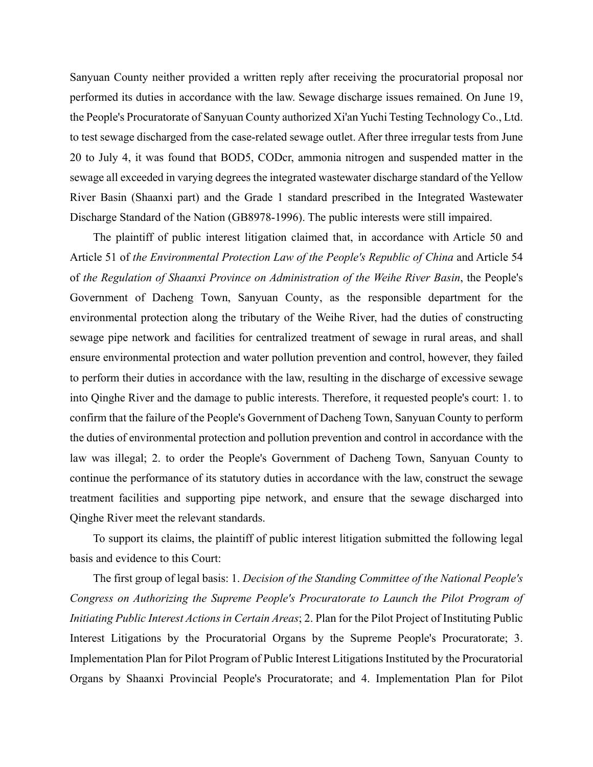Sanyuan County neither provided a written reply after receiving the procuratorial proposal nor performed its duties in accordance with the law. Sewage discharge issues remained. On June 19, the People's Procuratorate of Sanyuan County authorized Xi'an Yuchi Testing Technology Co., Ltd. to test sewage discharged from the case-related sewage outlet. After three irregular tests from June 20 to July 4, it was found that BOD5, CODcr, ammonia nitrogen and suspended matter in the sewage all exceeded in varying degrees the integrated wastewater discharge standard of the Yellow River Basin (Shaanxi part) and the Grade 1 standard prescribed in the Integrated Wastewater Discharge Standard of the Nation (GB8978-1996). The public interests were still impaired.

The plaintiff of public interest litigation claimed that, in accordance with Article 50 and Article 51 of *the Environmental Protection Law of the People's Republic of China* and Article 54 of *the Regulation of Shaanxi Province on Administration of the Weihe River Basin*, the People's Government of Dacheng Town, Sanyuan County, as the responsible department for the environmental protection along the tributary of the Weihe River, had the duties of constructing sewage pipe network and facilities for centralized treatment of sewage in rural areas, and shall ensure environmental protection and water pollution prevention and control, however, they failed to perform their duties in accordance with the law, resulting in the discharge of excessive sewage into Qinghe River and the damage to public interests. Therefore, it requested people's court: 1. to confirm that the failure of the People's Government of Dacheng Town, Sanyuan County to perform the duties of environmental protection and pollution prevention and control in accordance with the law was illegal; 2. to order the People's Government of Dacheng Town, Sanyuan County to continue the performance of its statutory duties in accordance with the law, construct the sewage treatment facilities and supporting pipe network, and ensure that the sewage discharged into Qinghe River meet the relevant standards.

To support its claims, the plaintiff of public interest litigation submitted the following legal basis and evidence to this Court:

The first group of legal basis: 1. *Decision of the Standing Committee of the National People's Congress on Authorizing the Supreme People's Procuratorate to Launch the Pilot Program of Initiating Public Interest Actions in Certain Areas*; 2. Plan for the Pilot Project of Instituting Public Interest Litigations by the Procuratorial Organs by the Supreme People's Procuratorate; 3. Implementation Plan for Pilot Program of Public Interest Litigations Instituted by the Procuratorial Organs by Shaanxi Provincial People's Procuratorate; and 4. Implementation Plan for Pilot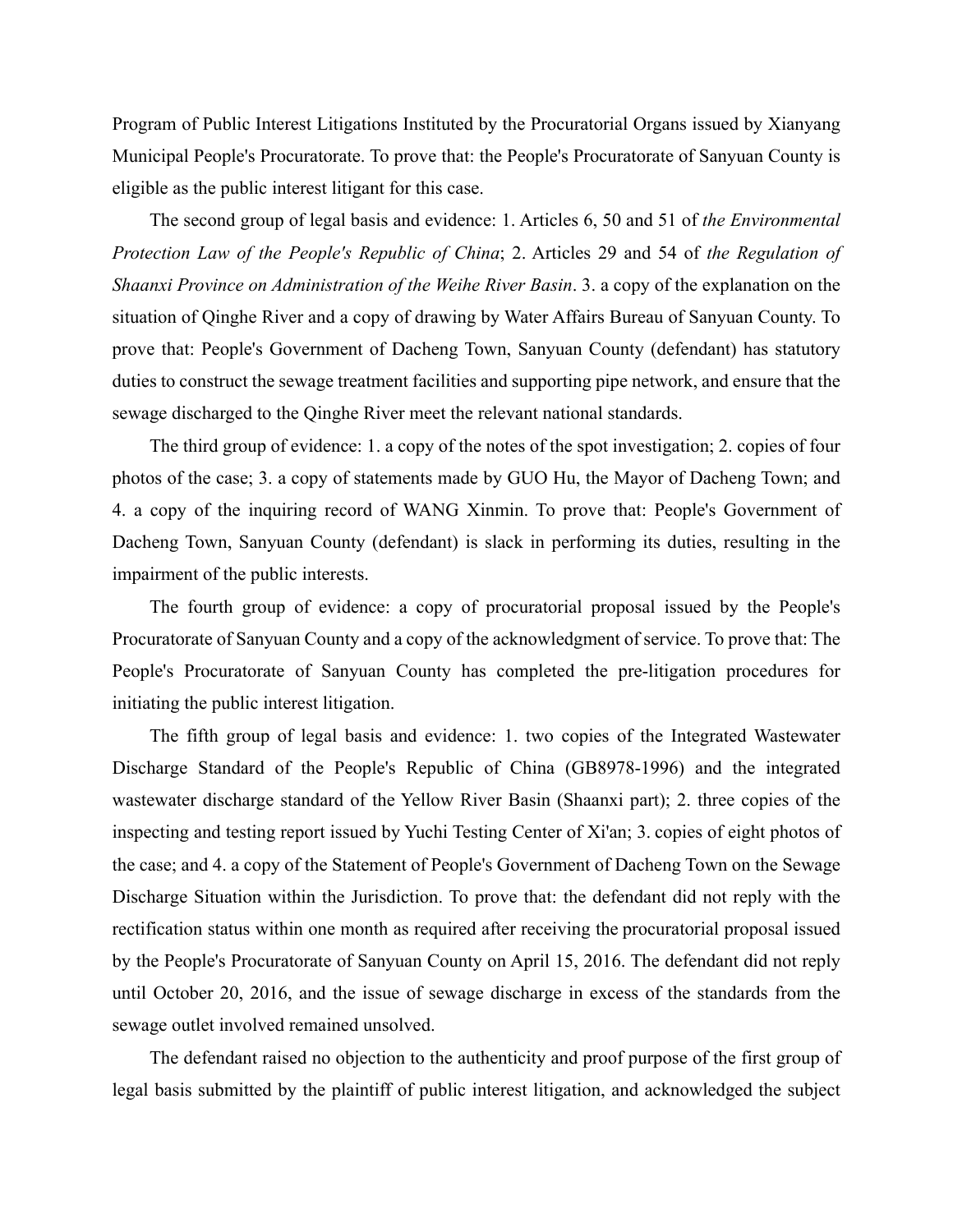Program of Public Interest Litigations Instituted by the Procuratorial Organs issued by Xianyang Municipal People's Procuratorate. To prove that: the People's Procuratorate of Sanyuan County is eligible as the public interest litigant for this case.

The second group of legal basis and evidence: 1. Articles 6, 50 and 51 of *the Environmental Protection Law of the People's Republic of China*; 2. Articles 29 and 54 of *the Regulation of Shaanxi Province on Administration of the Weihe River Basin*. 3. a copy of the explanation on the situation of Qinghe River and a copy of drawing by Water Affairs Bureau of Sanyuan County. To prove that: People's Government of Dacheng Town, Sanyuan County (defendant) has statutory duties to construct the sewage treatment facilities and supporting pipe network, and ensure that the sewage discharged to the Qinghe River meet the relevant national standards.

The third group of evidence: 1. a copy of the notes of the spot investigation; 2. copies of four photos of the case; 3. a copy of statements made by GUO Hu, the Mayor of Dacheng Town; and 4. a copy of the inquiring record of WANG Xinmin. To prove that: People's Government of Dacheng Town, Sanyuan County (defendant) is slack in performing its duties, resulting in the impairment of the public interests.

The fourth group of evidence: a copy of procuratorial proposal issued by the People's Procuratorate of Sanyuan County and a copy of the acknowledgment of service. To prove that: The People's Procuratorate of Sanyuan County has completed the pre-litigation procedures for initiating the public interest litigation.

The fifth group of legal basis and evidence: 1. two copies of the Integrated Wastewater Discharge Standard of the People's Republic of China (GB8978-1996) and the integrated wastewater discharge standard of the Yellow River Basin (Shaanxi part); 2. three copies of the inspecting and testing report issued by Yuchi Testing Center of Xi'an; 3. copies of eight photos of the case; and 4. a copy of the Statement of People's Government of Dacheng Town on the Sewage Discharge Situation within the Jurisdiction. To prove that: the defendant did not reply with the rectification status within one month as required after receiving the procuratorial proposal issued by the People's Procuratorate of Sanyuan County on April 15, 2016. The defendant did not reply until October 20, 2016, and the issue of sewage discharge in excess of the standards from the sewage outlet involved remained unsolved.

The defendant raised no objection to the authenticity and proof purpose of the first group of legal basis submitted by the plaintiff of public interest litigation, and acknowledged the subject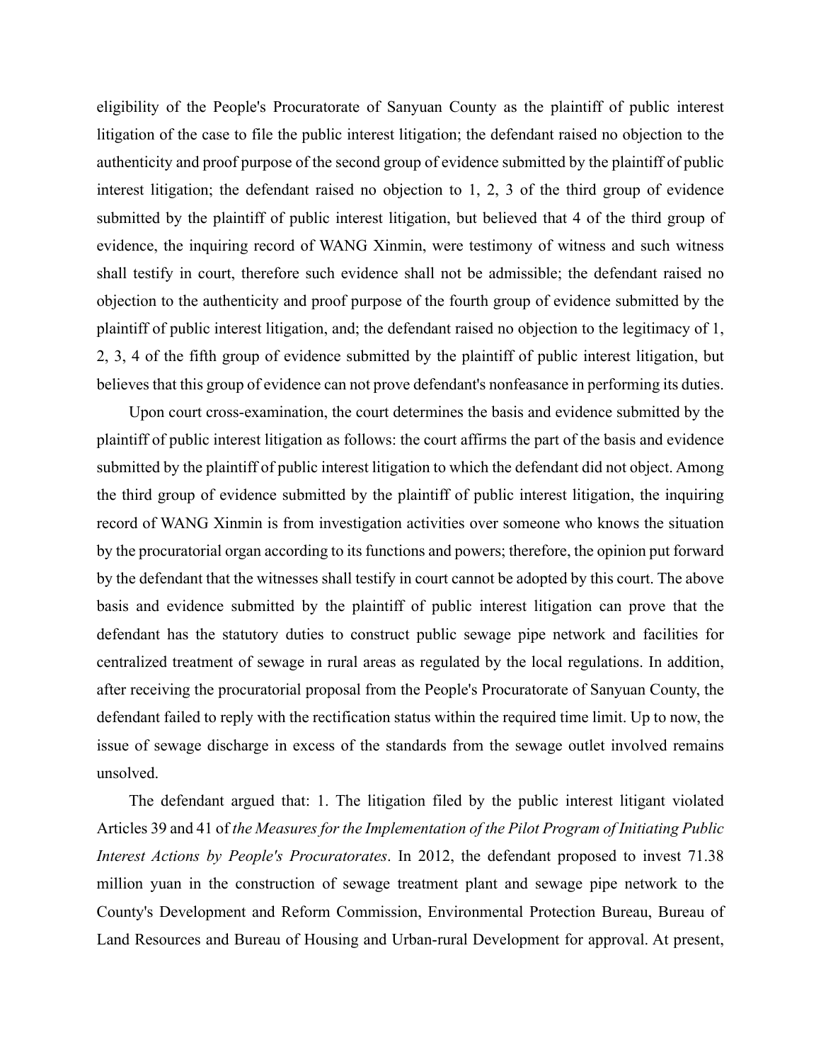eligibility of the People's Procuratorate of Sanyuan County as the plaintiff of public interest litigation of the case to file the public interest litigation; the defendant raised no objection to the authenticity and proof purpose of the second group of evidence submitted by the plaintiff of public interest litigation; the defendant raised no objection to 1, 2, 3 of the third group of evidence submitted by the plaintiff of public interest litigation, but believed that 4 of the third group of evidence, the inquiring record of WANG Xinmin, were testimony of witness and such witness shall testify in court, therefore such evidence shall not be admissible; the defendant raised no objection to the authenticity and proof purpose of the fourth group of evidence submitted by the plaintiff of public interest litigation, and; the defendant raised no objection to the legitimacy of 1, 2, 3, 4 of the fifth group of evidence submitted by the plaintiff of public interest litigation, but believes that this group of evidence can not prove defendant's nonfeasance in performing its duties.

Upon court cross-examination, the court determines the basis and evidence submitted by the plaintiff of public interest litigation as follows: the court affirms the part of the basis and evidence submitted by the plaintiff of public interest litigation to which the defendant did not object. Among the third group of evidence submitted by the plaintiff of public interest litigation, the inquiring record of WANG Xinmin is from investigation activities over someone who knows the situation by the procuratorial organ according to its functions and powers; therefore, the opinion put forward by the defendant that the witnesses shall testify in court cannot be adopted by this court. The above basis and evidence submitted by the plaintiff of public interest litigation can prove that the defendant has the statutory duties to construct public sewage pipe network and facilities for centralized treatment of sewage in rural areas as regulated by the local regulations. In addition, after receiving the procuratorial proposal from the People's Procuratorate of Sanyuan County, the defendant failed to reply with the rectification status within the required time limit. Up to now, the issue of sewage discharge in excess of the standards from the sewage outlet involved remains unsolved.

The defendant argued that: 1. The litigation filed by the public interest litigant violated Articles 39 and 41 of *the Measures for the Implementation of the Pilot Program of Initiating Public Interest Actions by People's Procuratorates*. In 2012, the defendant proposed to invest 71.38 million yuan in the construction of sewage treatment plant and sewage pipe network to the County's Development and Reform Commission, Environmental Protection Bureau, Bureau of Land Resources and Bureau of Housing and Urban-rural Development for approval. At present,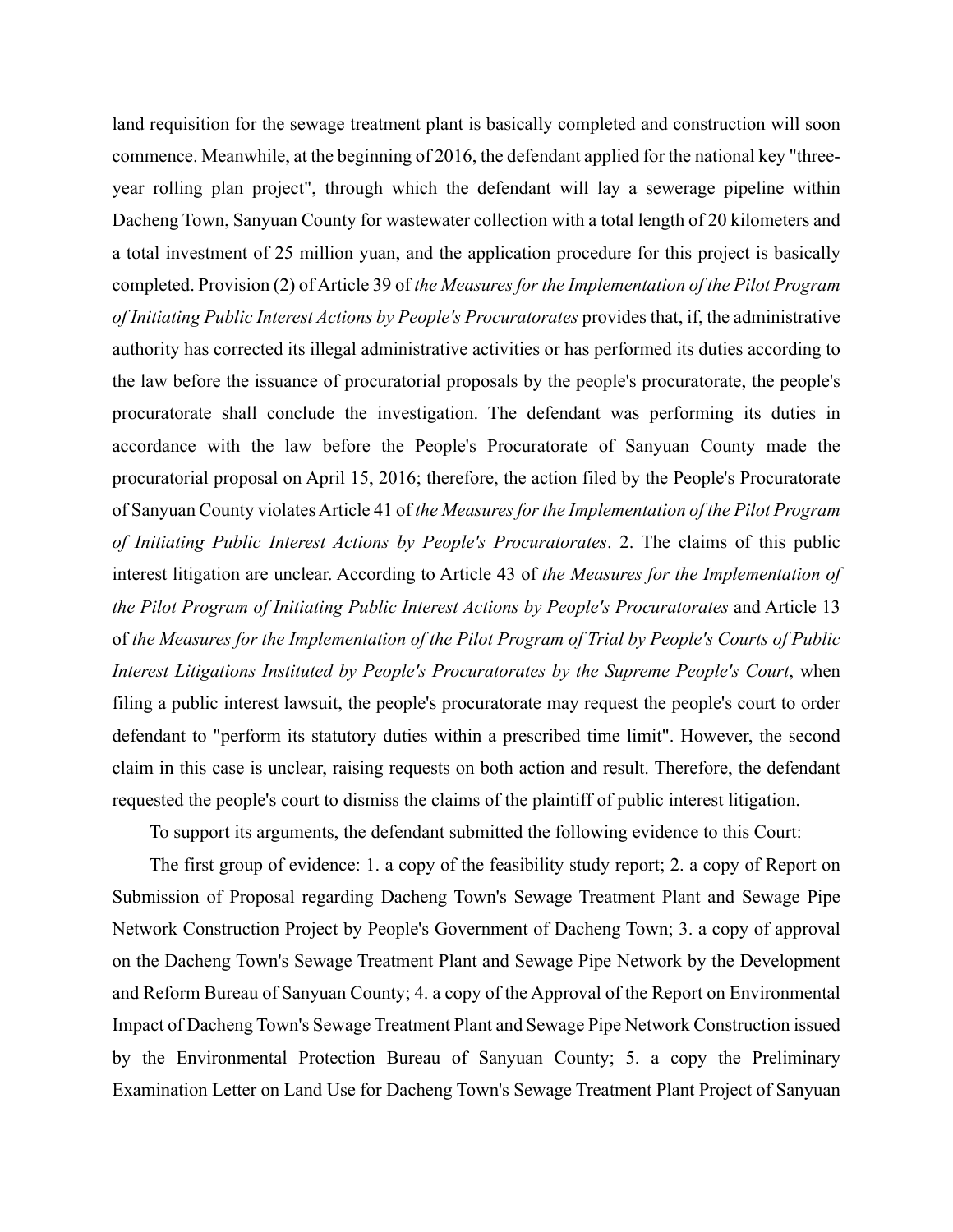land requisition for the sewage treatment plant is basically completed and construction will soon commence. Meanwhile, at the beginning of 2016, the defendant applied for the national key "three-year rolling plan project", through which the defendant will lay a sewerage pipeline within Dacheng Town, Sanyuan County for wastewater collection with a total length of 20 kilometers and a total investment of 25 million yuan, and the application procedure for this project is basically completed. Provision (2) of Article 39 of *the Measures for the Implementation of the Pilot Program of Initiating Public Interest Actions by People's Procuratorates* provides that, if, the administrative authority has corrected its illegal administrative activities or has performed its duties according to the law before the issuance of procuratorial proposals by the people's procuratorate, the people's procuratorate shall conclude the investigation. The defendant was performing its duties in accordance with the law before the People's Procuratorate of Sanyuan County made the procuratorial proposal on April 15, 2016; therefore, the action filed by the People's Procuratorate of Sanyuan County violates Article 41 of *the Measures for the Implementation of the Pilot Program of Initiating Public Interest Actions by People's Procuratorates*. 2. The claims of this public interest litigation are unclear. According to Article 43 of *the Measures for the Implementation of the Pilot Program of Initiating Public Interest Actions by People's Procuratorates* and Article 13 of *the Measures for the Implementation of the Pilot Program of Trial by People's Courts of Public Interest Litigations Instituted by People's Procuratorates by the Supreme People's Court*, when filing a public interest lawsuit, the people's procuratorate may request the people's court to order defendant to "perform its statutory duties within a prescribed time limit". However, the second claim in this case is unclear, raising requests on both action and result. Therefore, the defendant requested the people's court to dismiss the claims of the plaintiff of public interest litigation.

To support its arguments, the defendant submitted the following evidence to this Court:

The first group of evidence: 1. a copy of the feasibility study report; 2. a copy of Report on Submission of Proposal regarding Dacheng Town's Sewage Treatment Plant and Sewage Pipe Network Construction Project by People's Government of Dacheng Town; 3. a copy of approval on the Dacheng Town's Sewage Treatment Plant and Sewage Pipe Network by the Development and Reform Bureau of Sanyuan County; 4. a copy of the Approval of the Report on Environmental Impact of Dacheng Town's Sewage Treatment Plant and Sewage Pipe Network Construction issued by the Environmental Protection Bureau of Sanyuan County; 5. a copy the Preliminary Examination Letter on Land Use for Dacheng Town's Sewage Treatment Plant Project of Sanyuan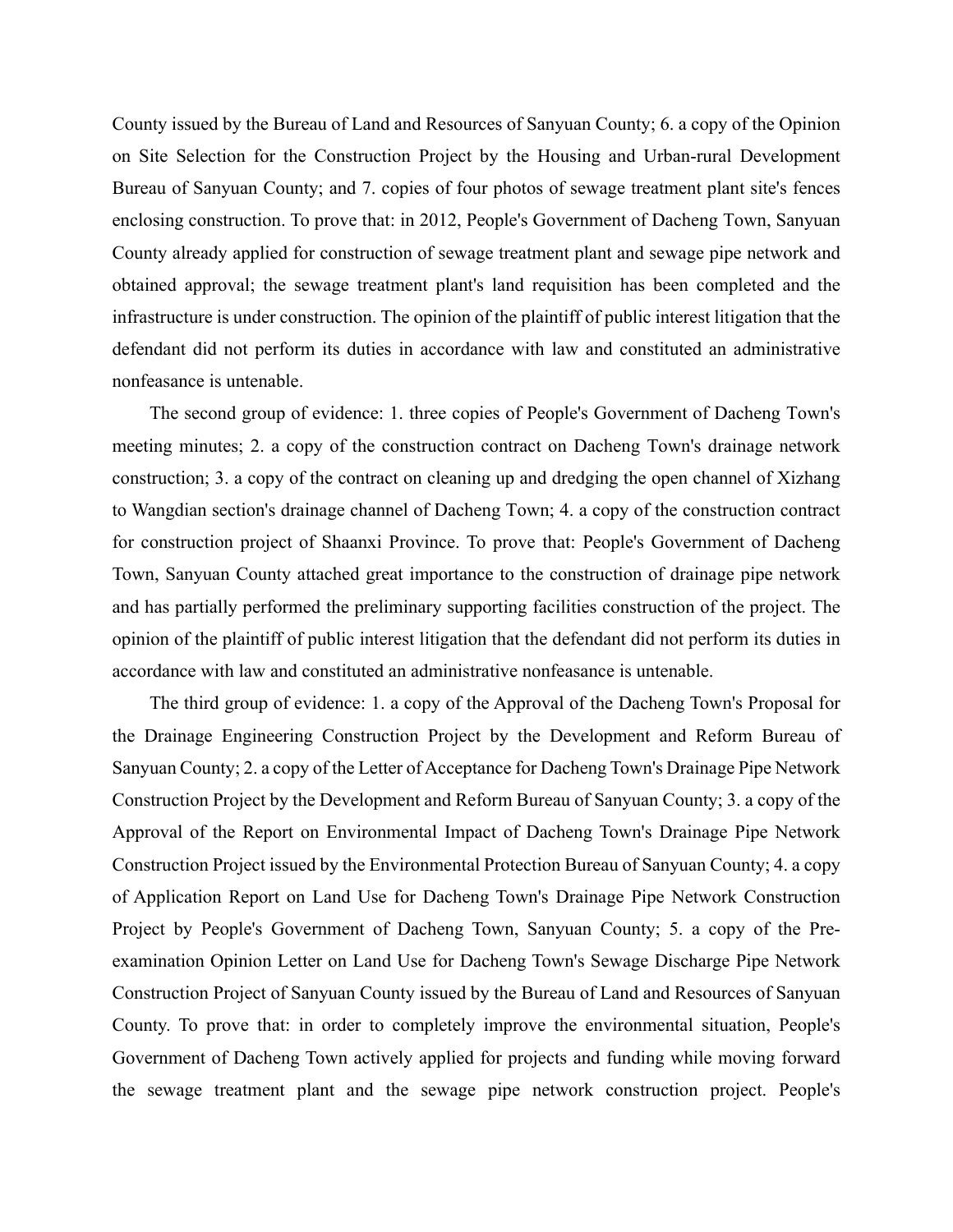County issued by the Bureau of Land and Resources of Sanyuan County; 6. a copy of the Opinion on Site Selection for the Construction Project by the Housing and Urban-rural Development Bureau of Sanyuan County; and 7. copies of four photos of sewage treatment plant site's fences enclosing construction. To prove that: in 2012, People's Government of Dacheng Town, Sanyuan County already applied for construction of sewage treatment plant and sewage pipe network and obtained approval; the sewage treatment plant's land requisition has been completed and the infrastructure is under construction. The opinion of the plaintiff of public interest litigation that the defendant did not perform its duties in accordance with law and constituted an administrative nonfeasance is untenable.

The second group of evidence: 1. three copies of People's Government of Dacheng Town's meeting minutes; 2. a copy of the construction contract on Dacheng Town's drainage network construction; 3. a copy of the contract on cleaning up and dredging the open channel of Xizhang to Wangdian section's drainage channel of Dacheng Town; 4. a copy of the construction contract for construction project of Shaanxi Province. To prove that: People's Government of Dacheng Town, Sanyuan County attached great importance to the construction of drainage pipe network and has partially performed the preliminary supporting facilities construction of the project. The opinion of the plaintiff of public interest litigation that the defendant did not perform its duties in accordance with law and constituted an administrative nonfeasance is untenable.

The third group of evidence: 1. a copy of the Approval of the Dacheng Town's Proposal for the Drainage Engineering Construction Project by the Development and Reform Bureau of Sanyuan County; 2. a copy of the Letter of Acceptance for Dacheng Town's Drainage Pipe Network Construction Project by the Development and Reform Bureau of Sanyuan County; 3. a copy of the Approval of the Report on Environmental Impact of Dacheng Town's Drainage Pipe Network Construction Project issued by the Environmental Protection Bureau of Sanyuan County; 4. a copy of Application Report on Land Use for Dacheng Town's Drainage Pipe Network Construction Project by People's Government of Dacheng Town, Sanyuan County; 5. a copy of the Pre-examination Opinion Letter on Land Use for Dacheng Town's Sewage Discharge Pipe Network Construction Project of Sanyuan County issued by the Bureau of Land and Resources of Sanyuan County. To prove that: in order to completely improve the environmental situation, People's Government of Dacheng Town actively applied for projects and funding while moving forward the sewage treatment plant and the sewage pipe network construction project. People's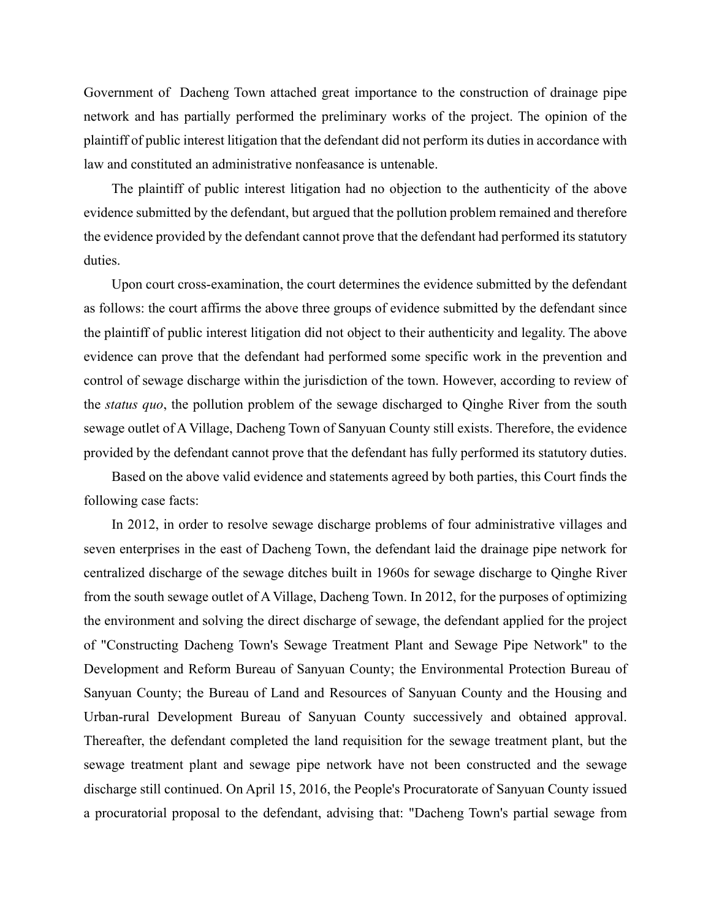Government of Dacheng Town attached great importance to the construction of drainage pipe network and has partially performed the preliminary works of the project. The opinion of the plaintiff of public interest litigation that the defendant did not perform its duties in accordance with law and constituted an administrative nonfeasance is untenable.

The plaintiff of public interest litigation had no objection to the authenticity of the above evidence submitted by the defendant, but argued that the pollution problem remained and therefore the evidence provided by the defendant cannot prove that the defendant had performed its statutory duties.

Upon court cross-examination, the court determines the evidence submitted by the defendant as follows: the court affirms the above three groups of evidence submitted by the defendant since the plaintiff of public interest litigation did not object to their authenticity and legality. The above evidence can prove that the defendant had performed some specific work in the prevention and control of sewage discharge within the jurisdiction of the town. However, according to review of the *status quo*, the pollution problem of the sewage discharged to Qinghe River from the south sewage outlet of A Village, Dacheng Town of Sanyuan County still exists. Therefore, the evidence provided by the defendant cannot prove that the defendant has fully performed its statutory duties.

Based on the above valid evidence and statements agreed by both parties, this Court finds the following case facts:

In 2012, in order to resolve sewage discharge problems of four administrative villages and seven enterprises in the east of Dacheng Town, the defendant laid the drainage pipe network for centralized discharge of the sewage ditches built in 1960s for sewage discharge to Qinghe River from the south sewage outlet of A Village, Dacheng Town. In 2012, for the purposes of optimizing the environment and solving the direct discharge of sewage, the defendant applied for the project of "Constructing Dacheng Town's Sewage Treatment Plant and Sewage Pipe Network" to the Development and Reform Bureau of Sanyuan County; the Environmental Protection Bureau of Sanyuan County; the Bureau of Land and Resources of Sanyuan County and the Housing and Urban-rural Development Bureau of Sanyuan County successively and obtained approval. Thereafter, the defendant completed the land requisition for the sewage treatment plant, but the sewage treatment plant and sewage pipe network have not been constructed and the sewage discharge still continued. On April 15, 2016, the People's Procuratorate of Sanyuan County issued a procuratorial proposal to the defendant, advising that: "Dacheng Town's partial sewage from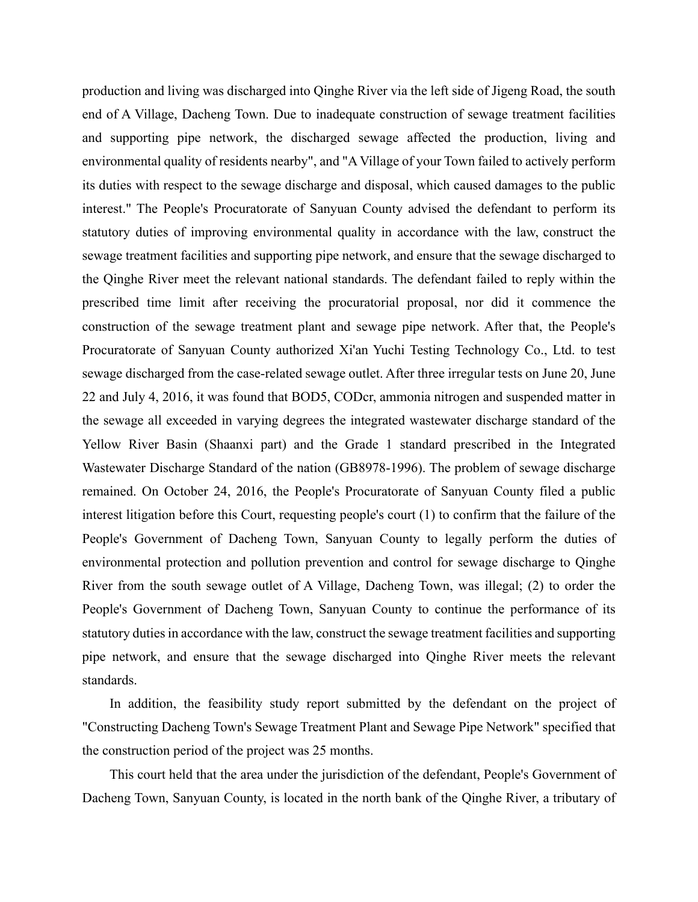production and living was discharged into Qinghe River via the left side of Jigeng Road, the south end of A Village, Dacheng Town. Due to inadequate construction of sewage treatment facilities and supporting pipe network, the discharged sewage affected the production, living and environmental quality of residents nearby", and "A Village of your Town failed to actively perform its duties with respect to the sewage discharge and disposal, which caused damages to the public interest." The People's Procuratorate of Sanyuan County advised the defendant to perform its statutory duties of improving environmental quality in accordance with the law, construct the sewage treatment facilities and supporting pipe network, and ensure that the sewage discharged to the Qinghe River meet the relevant national standards. The defendant failed to reply within the prescribed time limit after receiving the procuratorial proposal, nor did it commence the construction of the sewage treatment plant and sewage pipe network. After that, the People's Procuratorate of Sanyuan County authorized Xi'an Yuchi Testing Technology Co., Ltd. to test sewage discharged from the case-related sewage outlet. After three irregular tests on June 20, June 22 and July 4, 2016, it was found that BOD5, CODcr, ammonia nitrogen and suspended matter in the sewage all exceeded in varying degrees the integrated wastewater discharge standard of the Yellow River Basin (Shaanxi part) and the Grade 1 standard prescribed in the Integrated Wastewater Discharge Standard of the nation (GB8978-1996). The problem of sewage discharge remained. On October 24, 2016, the People's Procuratorate of Sanyuan County filed a public interest litigation before this Court, requesting people's court (1) to confirm that the failure of the People's Government of Dacheng Town, Sanyuan County to legally perform the duties of environmental protection and pollution prevention and control for sewage discharge to Qinghe River from the south sewage outlet of A Village, Dacheng Town, was illegal; (2) to order the People's Government of Dacheng Town, Sanyuan County to continue the performance of its statutory duties in accordance with the law, construct the sewage treatment facilities and supporting pipe network, and ensure that the sewage discharged into Qinghe River meets the relevant standards.

In addition, the feasibility study report submitted by the defendant on the project of "Constructing Dacheng Town's Sewage Treatment Plant and Sewage Pipe Network" specified that the construction period of the project was 25 months.

This court held that the area under the jurisdiction of the defendant, People's Government of Dacheng Town, Sanyuan County, is located in the north bank of the Qinghe River, a tributary of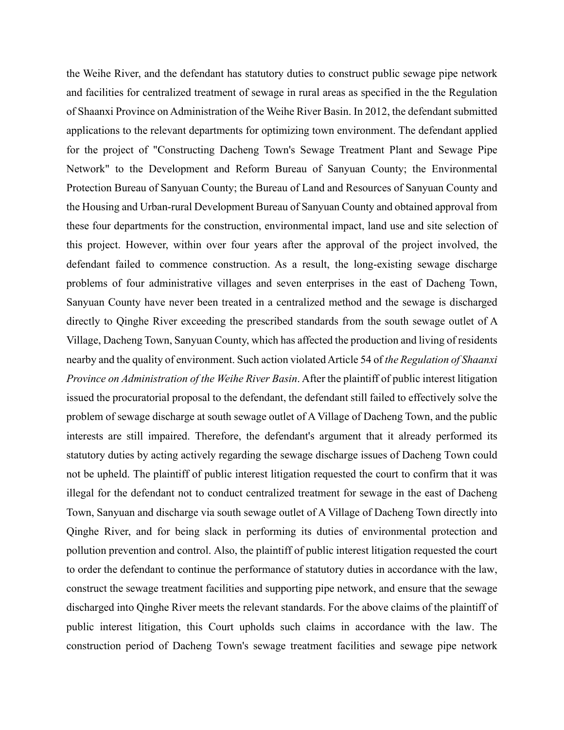the Weihe River, and the defendant has statutory duties to construct public sewage pipe network and facilities for centralized treatment of sewage in rural areas as specified in the the Regulation of Shaanxi Province on Administration of the Weihe River Basin. In 2012, the defendant submitted applications to the relevant departments for optimizing town environment. The defendant applied for the project of "Constructing Dacheng Town's Sewage Treatment Plant and Sewage Pipe Network" to the Development and Reform Bureau of Sanyuan County; the Environmental Protection Bureau of Sanyuan County; the Bureau of Land and Resources of Sanyuan County and the Housing and Urban-rural Development Bureau of Sanyuan County and obtained approval from these four departments for the construction, environmental impact, land use and site selection of this project. However, within over four years after the approval of the project involved, the defendant failed to commence construction. As a result, the long-existing sewage discharge problems of four administrative villages and seven enterprises in the east of Dacheng Town, Sanyuan County have never been treated in a centralized method and the sewage is discharged directly to Qinghe River exceeding the prescribed standards from the south sewage outlet of A Village, Dacheng Town, Sanyuan County, which has affected the production and living of residents nearby and the quality of environment. Such action violated Article 54 of *the Regulation of Shaanxi Province on Administration of the Weihe River Basin*. After the plaintiff of public interest litigation issued the procuratorial proposal to the defendant, the defendant still failed to effectively solve the problem of sewage discharge at south sewage outlet of A Village of Dacheng Town, and the public interests are still impaired. Therefore, the defendant's argument that it already performed its statutory duties by acting actively regarding the sewage discharge issues of Dacheng Town could not be upheld. The plaintiff of public interest litigation requested the court to confirm that it was illegal for the defendant not to conduct centralized treatment for sewage in the east of Dacheng Town, Sanyuan and discharge via south sewage outlet of A Village of Dacheng Town directly into Qinghe River, and for being slack in performing its duties of environmental protection and pollution prevention and control. Also, the plaintiff of public interest litigation requested the court to order the defendant to continue the performance of statutory duties in accordance with the law, construct the sewage treatment facilities and supporting pipe network, and ensure that the sewage discharged into Qinghe River meets the relevant standards. For the above claims of the plaintiff of public interest litigation, this Court upholds such claims in accordance with the law. The construction period of Dacheng Town's sewage treatment facilities and sewage pipe network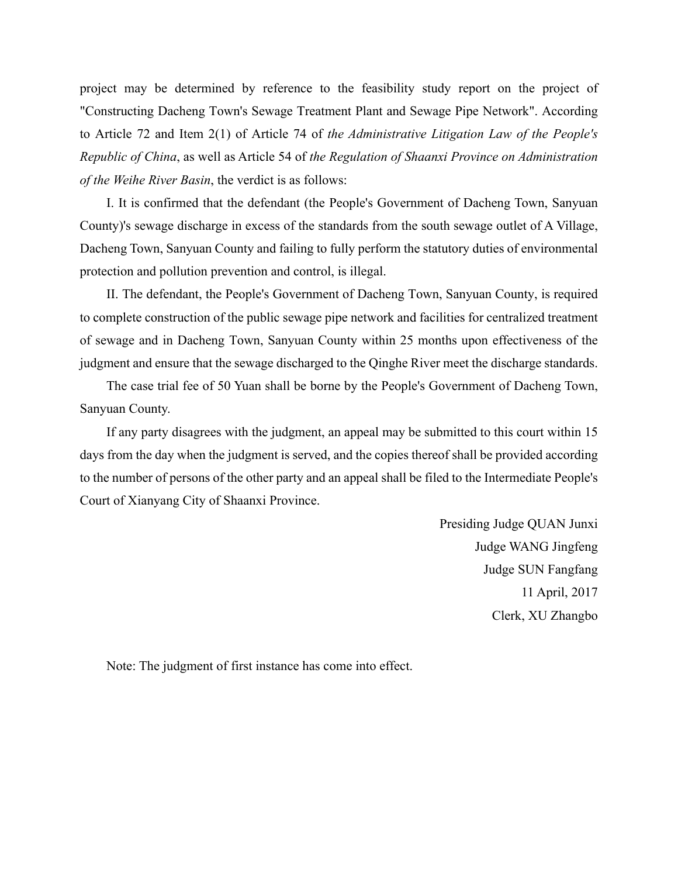project may be determined by reference to the feasibility study report on the project of "Constructing Dacheng Town's Sewage Treatment Plant and Sewage Pipe Network". According to Article 72 and Item 2(1) of Article 74 of *the Administrative Litigation Law of the People's Republic of China*, as well as Article 54 of *the Regulation of Shaanxi Province on Administration of the Weihe River Basin*, the verdict is as follows:

I. It is confirmed that the defendant (the People's Government of Dacheng Town, Sanyuan County)'s sewage discharge in excess of the standards from the south sewage outlet of A Village, Dacheng Town, Sanyuan County and failing to fully perform the statutory duties of environmental protection and pollution prevention and control, is illegal.

II. The defendant, the People's Government of Dacheng Town, Sanyuan County, is required to complete construction of the public sewage pipe network and facilities for centralized treatment of sewage and in Dacheng Town, Sanyuan County within 25 months upon effectiveness of the judgment and ensure that the sewage discharged to the Qinghe River meet the discharge standards.

The case trial fee of 50 Yuan shall be borne by the People's Government of Dacheng Town, Sanyuan County.

If any party disagrees with the judgment, an appeal may be submitted to this court within 15 days from the day when the judgment is served, and the copies thereof shall be provided according to the number of persons of the other party and an appeal shall be filed to the Intermediate People's Court of Xianyang City of Shaanxi Province.

Presiding Judge QUAN Junxi
Judge WANG Jingfeng
Judge SUN Fangfang
11 April, 2017
Clerk, XU Zhangbo

Note: The judgment of first instance has come into effect.